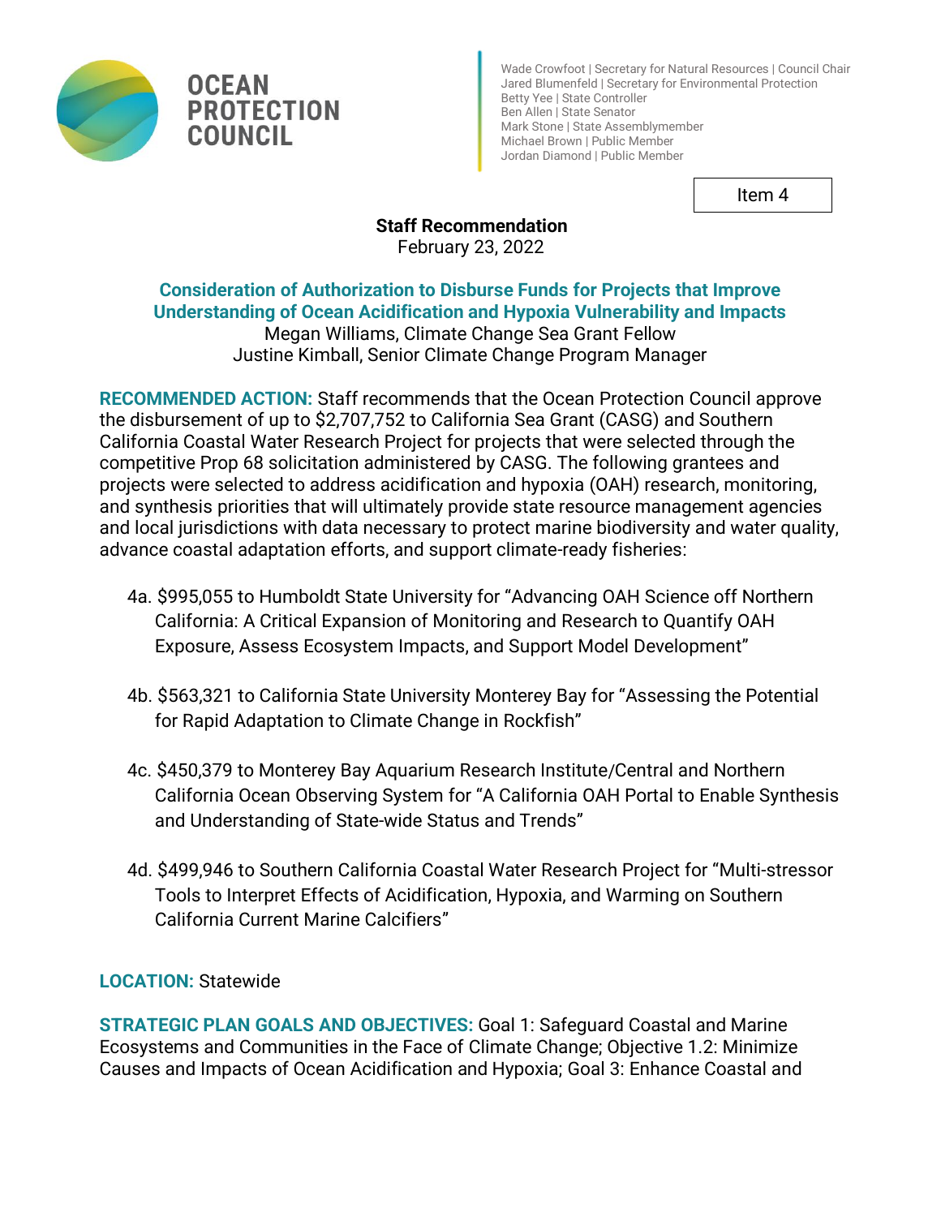**OCEAN PROTECTION COUNCIL**

Wade Crowfoot | Secretary for Natural Resources | Council Chair
Jared Blumenfeld | Secretary for Environmental Protection
Betty Yee | State Controller
Ben Allen | State Senator
Mark Stone | State Assemblymember
Michael Brown | Public Member
Jordan Diamond | Public Member

Item 4

**Staff Recommendation**
February 23, 2022

## Consideration of Authorization to Disburse Funds for Projects that Improve Understanding of Ocean Acidification and Hypoxia Vulnerability and Impacts

Megan Williams, Climate Change Sea Grant Fellow
Justine Kimball, Senior Climate Change Program Manager

**RECOMMENDED ACTION:** Staff recommends that the Ocean Protection Council approve the disbursement of up to $2,707,752 to California Sea Grant (CASG) and Southern California Coastal Water Research Project for projects that were selected through the competitive Prop 68 solicitation administered by CASG. The following grantees and projects were selected to address acidification and hypoxia (OAH) research, monitoring, and synthesis priorities that will ultimately provide state resource management agencies and local jurisdictions with data necessary to protect marine biodiversity and water quality, advance coastal adaptation efforts, and support climate-ready fisheries:

4a. $995,055 to Humboldt State University for "Advancing OAH Science off Northern California: A Critical Expansion of Monitoring and Research to Quantify OAH Exposure, Assess Ecosystem Impacts, and Support Model Development"

4b. $563,321 to California State University Monterey Bay for "Assessing the Potential for Rapid Adaptation to Climate Change in Rockfish"

4c. $450,379 to Monterey Bay Aquarium Research Institute/Central and Northern California Ocean Observing System for "A California OAH Portal to Enable Synthesis and Understanding of State-wide Status and Trends"

4d. $499,946 to Southern California Coastal Water Research Project for "Multi-stressor Tools to Interpret Effects of Acidification, Hypoxia, and Warming on Southern California Current Marine Calcifiers"

**LOCATION:** Statewide

**STRATEGIC PLAN GOALS AND OBJECTIVES:** Goal 1: Safeguard Coastal and Marine Ecosystems and Communities in the Face of Climate Change; Objective 1.2: Minimize Causes and Impacts of Ocean Acidification and Hypoxia; Goal 3: Enhance Coastal and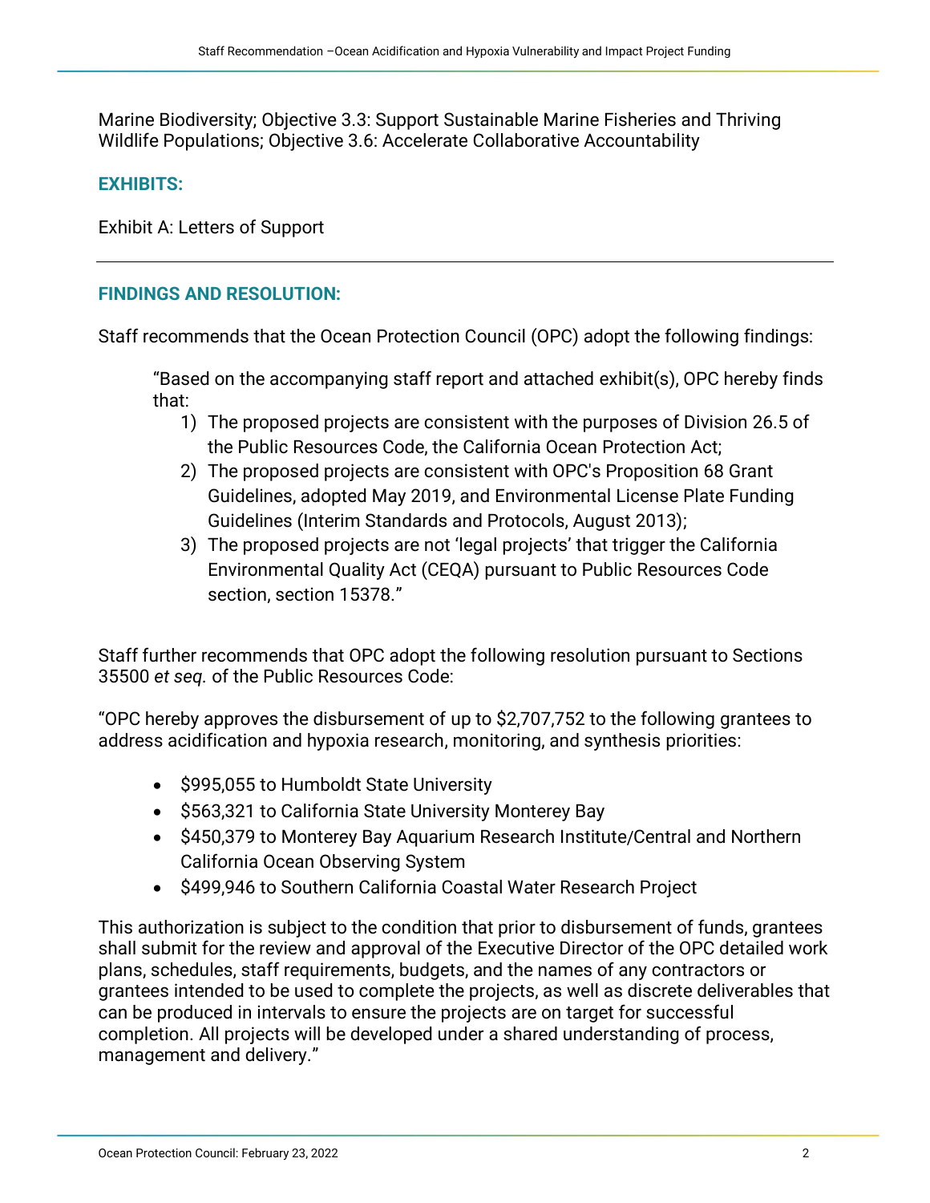Marine Biodiversity; Objective 3.3: Support Sustainable Marine Fisheries and Thriving Wildlife Populations; Objective 3.6: Accelerate Collaborative Accountability

### EXHIBITS:

Exhibit A: Letters of Support

---

### FINDINGS AND RESOLUTION:

Staff recommends that the Ocean Protection Council (OPC) adopt the following findings:

> "Based on the accompanying staff report and attached exhibit(s), OPC hereby finds that:
> 1) The proposed projects are consistent with the purposes of Division 26.5 of the Public Resources Code, the California Ocean Protection Act;
> 2) The proposed projects are consistent with OPC's Proposition 68 Grant Guidelines, adopted May 2019, and Environmental License Plate Funding Guidelines (Interim Standards and Protocols, August 2013);
> 3) The proposed projects are not 'legal projects' that trigger the California Environmental Quality Act (CEQA) pursuant to Public Resources Code section, section 15378."

Staff further recommends that OPC adopt the following resolution pursuant to Sections 35500 *et seq.* of the Public Resources Code:

"OPC hereby approves the disbursement of up to $2,707,752 to the following grantees to address acidification and hypoxia research, monitoring, and synthesis priorities:

- $995,055 to Humboldt State University
- $563,321 to California State University Monterey Bay
- $450,379 to Monterey Bay Aquarium Research Institute/Central and Northern California Ocean Observing System
- $499,946 to Southern California Coastal Water Research Project

This authorization is subject to the condition that prior to disbursement of funds, grantees shall submit for the review and approval of the Executive Director of the OPC detailed work plans, schedules, staff requirements, budgets, and the names of any contractors or grantees intended to be used to complete the projects, as well as discrete deliverables that can be produced in intervals to ensure the projects are on target for successful completion. All projects will be developed under a shared understanding of process, management and delivery."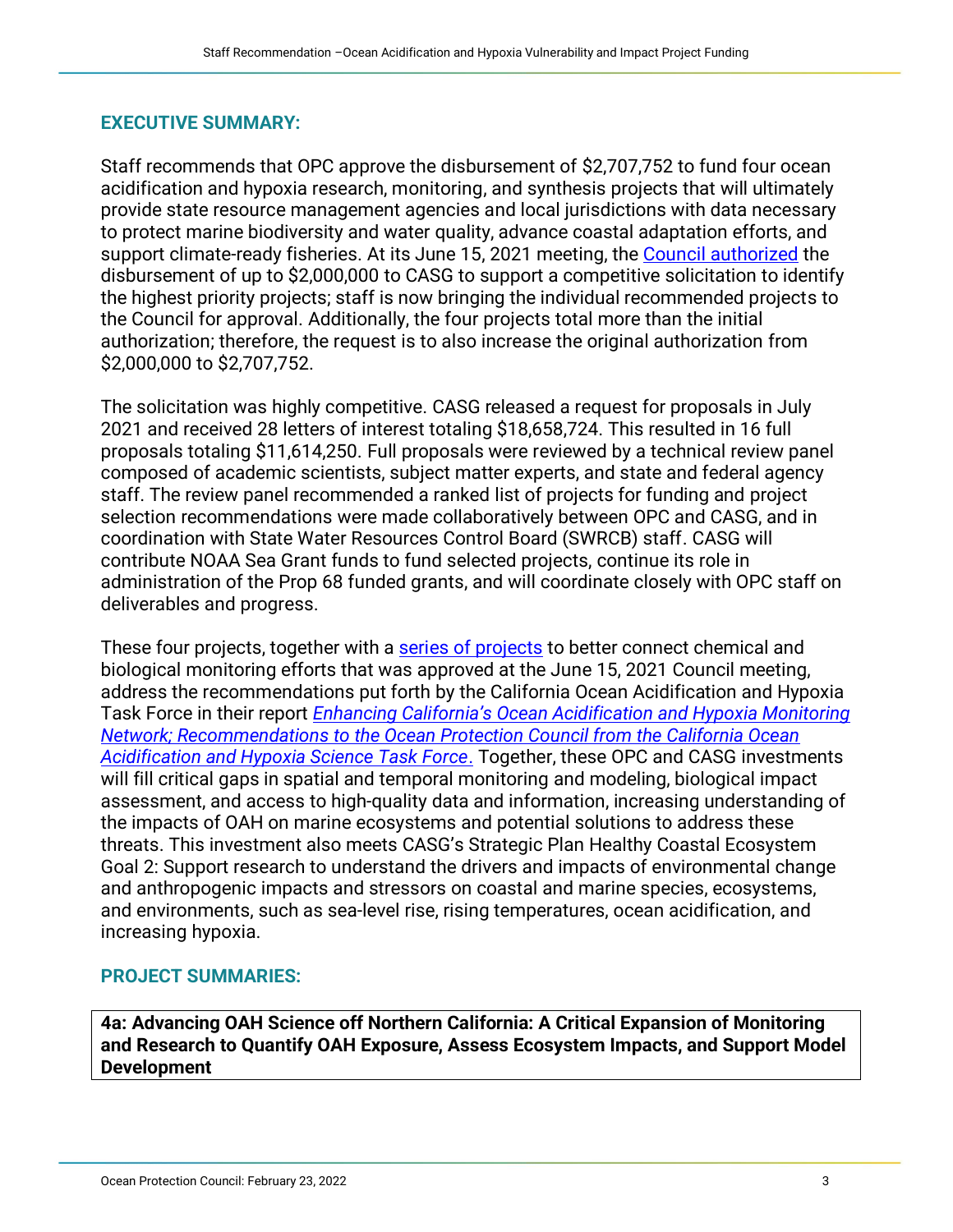## EXECUTIVE SUMMARY:

Staff recommends that OPC approve the disbursement of $2,707,752 to fund four ocean acidification and hypoxia research, monitoring, and synthesis projects that will ultimately provide state resource management agencies and local jurisdictions with data necessary to protect marine biodiversity and water quality, advance coastal adaptation efforts, and support climate-ready fisheries. At its June 15, 2021 meeting, the Council authorized the disbursement of up to $2,000,000 to CASG to support a competitive solicitation to identify the highest priority projects; staff is now bringing the individual recommended projects to the Council for approval. Additionally, the four projects total more than the initial authorization; therefore, the request is to also increase the original authorization from $2,000,000 to $2,707,752.

The solicitation was highly competitive. CASG released a request for proposals in July 2021 and received 28 letters of interest totaling $18,658,724. This resulted in 16 full proposals totaling $11,614,250. Full proposals were reviewed by a technical review panel composed of academic scientists, subject matter experts, and state and federal agency staff. The review panel recommended a ranked list of projects for funding and project selection recommendations were made collaboratively between OPC and CASG, and in coordination with State Water Resources Control Board (SWRCB) staff. CASG will contribute NOAA Sea Grant funds to fund selected projects, continue its role in administration of the Prop 68 funded grants, and will coordinate closely with OPC staff on deliverables and progress.

These four projects, together with a series of projects to better connect chemical and biological monitoring efforts that was approved at the June 15, 2021 Council meeting, address the recommendations put forth by the California Ocean Acidification and Hypoxia Task Force in their report *Enhancing California's Ocean Acidification and Hypoxia Monitoring Network; Recommendations to the Ocean Protection Council from the California Ocean Acidification and Hypoxia Science Task Force*. Together, these OPC and CASG investments will fill critical gaps in spatial and temporal monitoring and modeling, biological impact assessment, and access to high-quality data and information, increasing understanding of the impacts of OAH on marine ecosystems and potential solutions to address these threats. This investment also meets CASG's Strategic Plan Healthy Coastal Ecosystem Goal 2: Support research to understand the drivers and impacts of environmental change and anthropogenic impacts and stressors on coastal and marine species, ecosystems, and environments, such as sea-level rise, rising temperatures, ocean acidification, and increasing hypoxia.

## PROJECT SUMMARIES:

**4a: Advancing OAH Science off Northern California: A Critical Expansion of Monitoring and Research to Quantify OAH Exposure, Assess Ecosystem Impacts, and Support Model Development**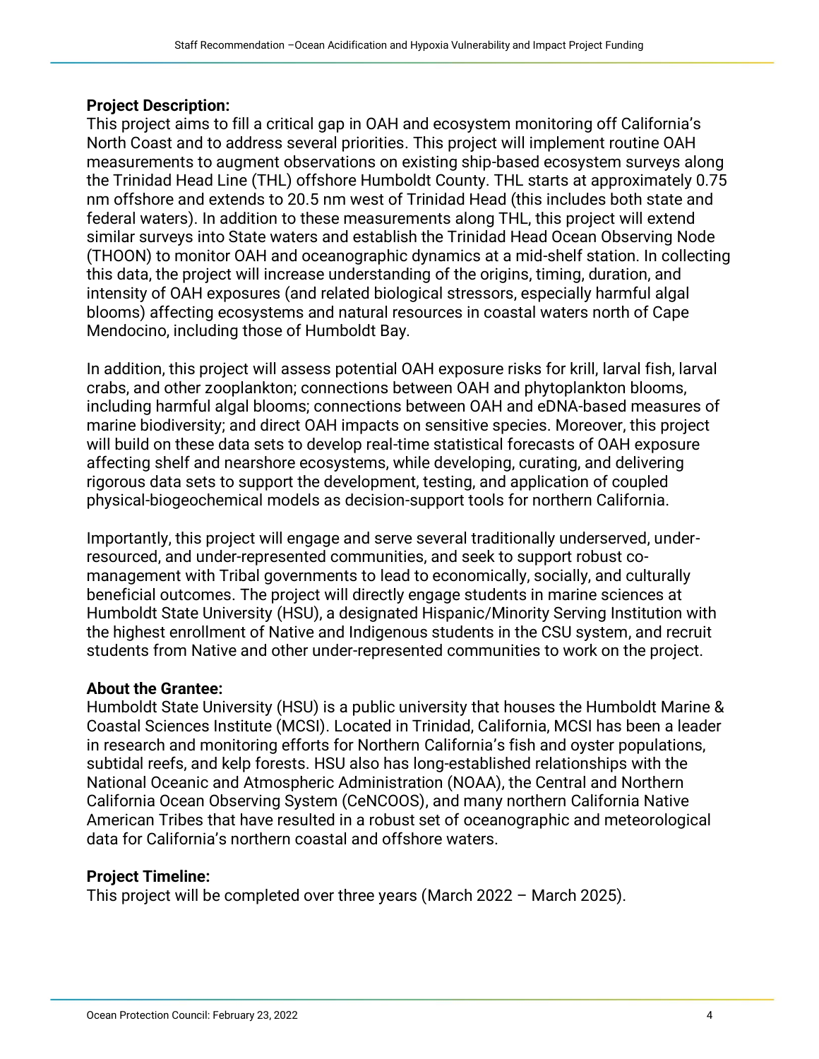**Project Description:**

This project aims to fill a critical gap in OAH and ecosystem monitoring off California's North Coast and to address several priorities. This project will implement routine OAH measurements to augment observations on existing ship-based ecosystem surveys along the Trinidad Head Line (THL) offshore Humboldt County. THL starts at approximately 0.75 nm offshore and extends to 20.5 nm west of Trinidad Head (this includes both state and federal waters). In addition to these measurements along THL, this project will extend similar surveys into State waters and establish the Trinidad Head Ocean Observing Node (THOON) to monitor OAH and oceanographic dynamics at a mid-shelf station. In collecting this data, the project will increase understanding of the origins, timing, duration, and intensity of OAH exposures (and related biological stressors, especially harmful algal blooms) affecting ecosystems and natural resources in coastal waters north of Cape Mendocino, including those of Humboldt Bay.

In addition, this project will assess potential OAH exposure risks for krill, larval fish, larval crabs, and other zooplankton; connections between OAH and phytoplankton blooms, including harmful algal blooms; connections between OAH and eDNA-based measures of marine biodiversity; and direct OAH impacts on sensitive species. Moreover, this project will build on these data sets to develop real-time statistical forecasts of OAH exposure affecting shelf and nearshore ecosystems, while developing, curating, and delivering rigorous data sets to support the development, testing, and application of coupled physical-biogeochemical models as decision-support tools for northern California.

Importantly, this project will engage and serve several traditionally underserved, under-resourced, and under-represented communities, and seek to support robust co-management with Tribal governments to lead to economically, socially, and culturally beneficial outcomes. The project will directly engage students in marine sciences at Humboldt State University (HSU), a designated Hispanic/Minority Serving Institution with the highest enrollment of Native and Indigenous students in the CSU system, and recruit students from Native and other under-represented communities to work on the project.

**About the Grantee:**

Humboldt State University (HSU) is a public university that houses the Humboldt Marine & Coastal Sciences Institute (MCSI). Located in Trinidad, California, MCSI has been a leader in research and monitoring efforts for Northern California's fish and oyster populations, subtidal reefs, and kelp forests. HSU also has long-established relationships with the National Oceanic and Atmospheric Administration (NOAA), the Central and Northern California Ocean Observing System (CeNCOOS), and many northern California Native American Tribes that have resulted in a robust set of oceanographic and meteorological data for California's northern coastal and offshore waters.

**Project Timeline:**

This project will be completed over three years (March 2022 – March 2025).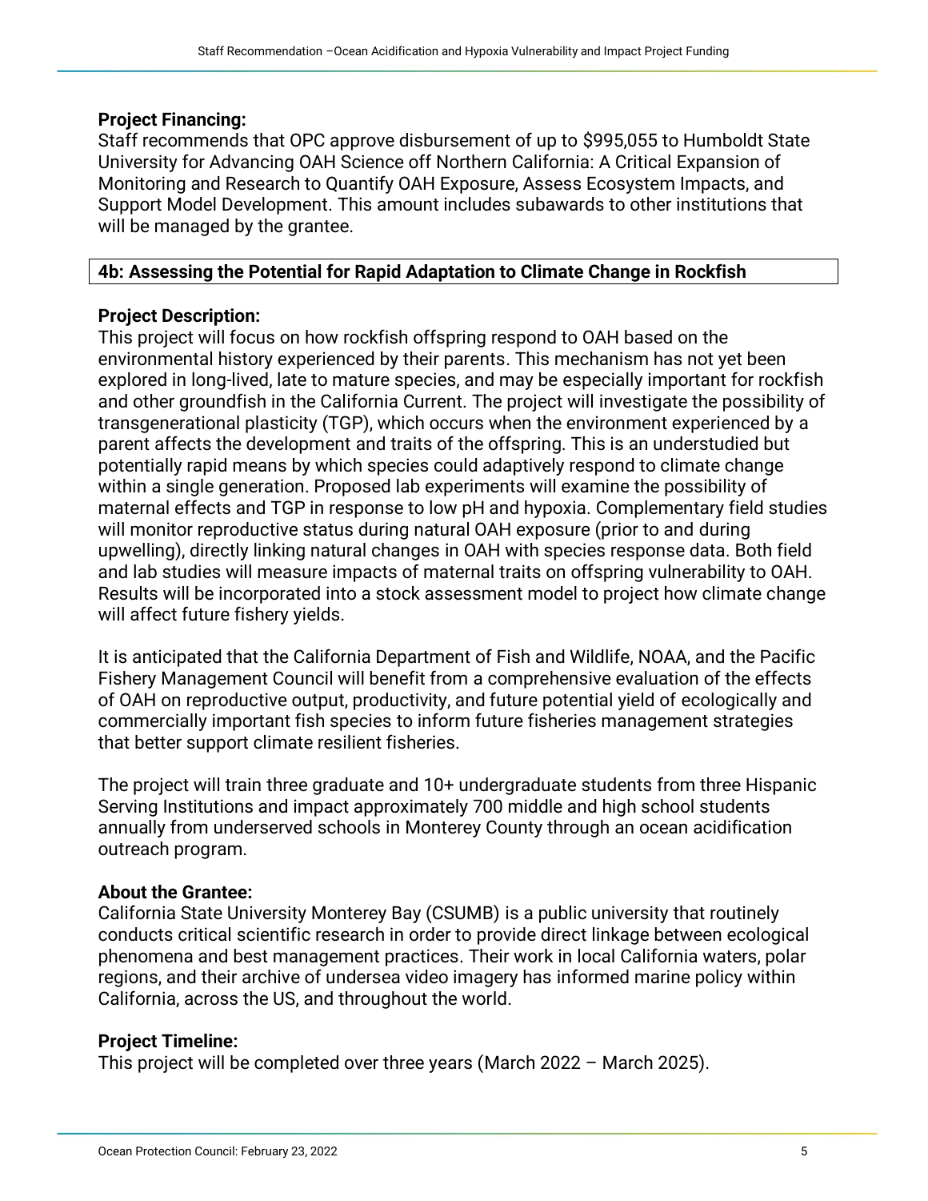**Project Financing:**
Staff recommends that OPC approve disbursement of up to $995,055 to Humboldt State University for Advancing OAH Science off Northern California: A Critical Expansion of Monitoring and Research to Quantify OAH Exposure, Assess Ecosystem Impacts, and Support Model Development. This amount includes subawards to other institutions that will be managed by the grantee.

### 4b: Assessing the Potential for Rapid Adaptation to Climate Change in Rockfish

**Project Description:**
This project will focus on how rockfish offspring respond to OAH based on the environmental history experienced by their parents. This mechanism has not yet been explored in long-lived, late to mature species, and may be especially important for rockfish and other groundfish in the California Current. The project will investigate the possibility of transgenerational plasticity (TGP), which occurs when the environment experienced by a parent affects the development and traits of the offspring. This is an understudied but potentially rapid means by which species could adaptively respond to climate change within a single generation. Proposed lab experiments will examine the possibility of maternal effects and TGP in response to low pH and hypoxia. Complementary field studies will monitor reproductive status during natural OAH exposure (prior to and during upwelling), directly linking natural changes in OAH with species response data. Both field and lab studies will measure impacts of maternal traits on offspring vulnerability to OAH. Results will be incorporated into a stock assessment model to project how climate change will affect future fishery yields.

It is anticipated that the California Department of Fish and Wildlife, NOAA, and the Pacific Fishery Management Council will benefit from a comprehensive evaluation of the effects of OAH on reproductive output, productivity, and future potential yield of ecologically and commercially important fish species to inform future fisheries management strategies that better support climate resilient fisheries.

The project will train three graduate and 10+ undergraduate students from three Hispanic Serving Institutions and impact approximately 700 middle and high school students annually from underserved schools in Monterey County through an ocean acidification outreach program.

**About the Grantee:**
California State University Monterey Bay (CSUMB) is a public university that routinely conducts critical scientific research in order to provide direct linkage between ecological phenomena and best management practices. Their work in local California waters, polar regions, and their archive of undersea video imagery has informed marine policy within California, across the US, and throughout the world.

**Project Timeline:**
This project will be completed over three years (March 2022 – March 2025).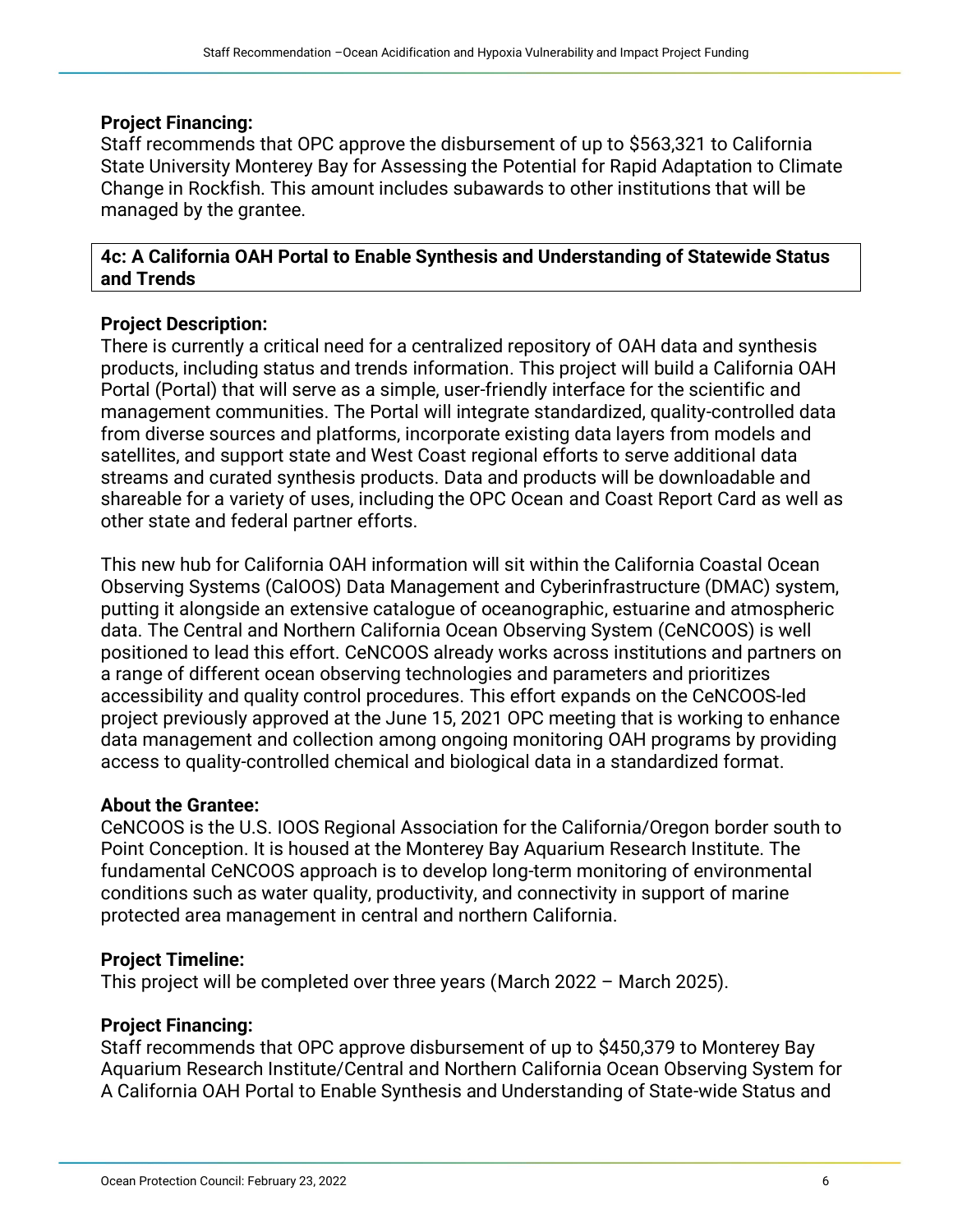**Project Financing:**
Staff recommends that OPC approve the disbursement of up to $563,321 to California State University Monterey Bay for Assessing the Potential for Rapid Adaptation to Climate Change in Rockfish. This amount includes subawards to other institutions that will be managed by the grantee.

### 4c: A California OAH Portal to Enable Synthesis and Understanding of Statewide Status and Trends

**Project Description:**
There is currently a critical need for a centralized repository of OAH data and synthesis products, including status and trends information. This project will build a California OAH Portal (Portal) that will serve as a simple, user-friendly interface for the scientific and management communities. The Portal will integrate standardized, quality-controlled data from diverse sources and platforms, incorporate existing data layers from models and satellites, and support state and West Coast regional efforts to serve additional data streams and curated synthesis products. Data and products will be downloadable and shareable for a variety of uses, including the OPC Ocean and Coast Report Card as well as other state and federal partner efforts.

This new hub for California OAH information will sit within the California Coastal Ocean Observing Systems (CalOOS) Data Management and Cyberinfrastructure (DMAC) system, putting it alongside an extensive catalogue of oceanographic, estuarine and atmospheric data. The Central and Northern California Ocean Observing System (CeNCOOS) is well positioned to lead this effort. CeNCOOS already works across institutions and partners on a range of different ocean observing technologies and parameters and prioritizes accessibility and quality control procedures. This effort expands on the CeNCOOS-led project previously approved at the June 15, 2021 OPC meeting that is working to enhance data management and collection among ongoing monitoring OAH programs by providing access to quality-controlled chemical and biological data in a standardized format.

**About the Grantee:**
CeNCOOS is the U.S. IOOS Regional Association for the California/Oregon border south to Point Conception. It is housed at the Monterey Bay Aquarium Research Institute. The fundamental CeNCOOS approach is to develop long-term monitoring of environmental conditions such as water quality, productivity, and connectivity in support of marine protected area management in central and northern California.

**Project Timeline:**
This project will be completed over three years (March 2022 – March 2025).

**Project Financing:**
Staff recommends that OPC approve disbursement of up to $450,379 to Monterey Bay Aquarium Research Institute/Central and Northern California Ocean Observing System for A California OAH Portal to Enable Synthesis and Understanding of State-wide Status and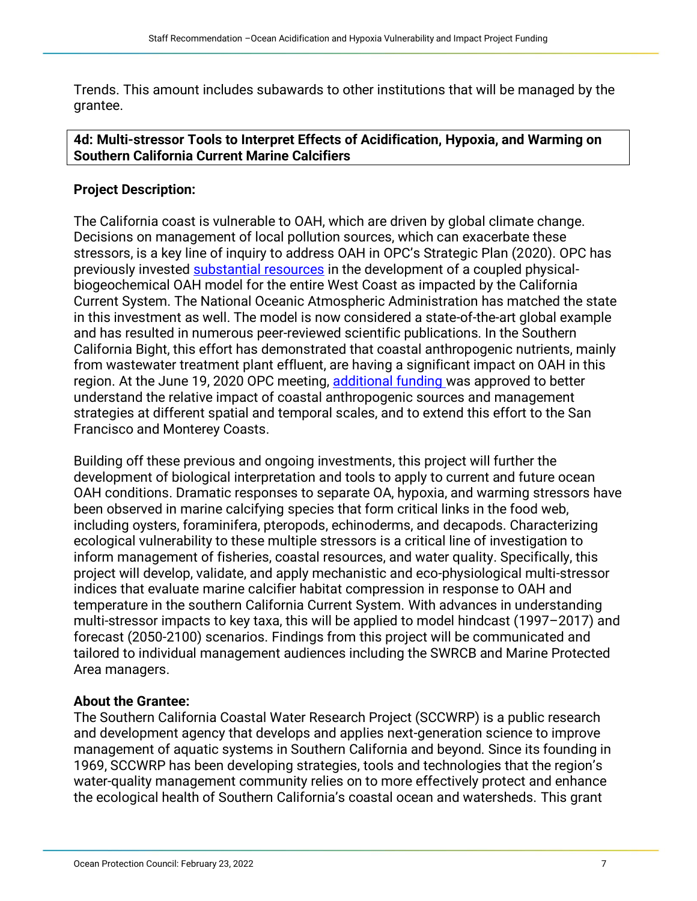Trends. This amount includes subawards to other institutions that will be managed by the grantee.

**4d: Multi-stressor Tools to Interpret Effects of Acidification, Hypoxia, and Warming on Southern California Current Marine Calcifiers**

**Project Description:**

The California coast is vulnerable to OAH, which are driven by global climate change. Decisions on management of local pollution sources, which can exacerbate these stressors, is a key line of inquiry to address OAH in OPC's Strategic Plan (2020). OPC has previously invested substantial resources in the development of a coupled physical-biogeochemical OAH model for the entire West Coast as impacted by the California Current System. The National Oceanic Atmospheric Administration has matched the state in this investment as well. The model is now considered a state-of-the-art global example and has resulted in numerous peer-reviewed scientific publications. In the Southern California Bight, this effort has demonstrated that coastal anthropogenic nutrients, mainly from wastewater treatment plant effluent, are having a significant impact on OAH in this region. At the June 19, 2020 OPC meeting, additional funding was approved to better understand the relative impact of coastal anthropogenic sources and management strategies at different spatial and temporal scales, and to extend this effort to the San Francisco and Monterey Coasts.

Building off these previous and ongoing investments, this project will further the development of biological interpretation and tools to apply to current and future ocean OAH conditions. Dramatic responses to separate OA, hypoxia, and warming stressors have been observed in marine calcifying species that form critical links in the food web, including oysters, foraminifera, pteropods, echinoderms, and decapods. Characterizing ecological vulnerability to these multiple stressors is a critical line of investigation to inform management of fisheries, coastal resources, and water quality. Specifically, this project will develop, validate, and apply mechanistic and eco-physiological multi-stressor indices that evaluate marine calcifier habitat compression in response to OAH and temperature in the southern California Current System. With advances in understanding multi-stressor impacts to key taxa, this will be applied to model hindcast (1997–2017) and forecast (2050-2100) scenarios. Findings from this project will be communicated and tailored to individual management audiences including the SWRCB and Marine Protected Area managers.

**About the Grantee:**

The Southern California Coastal Water Research Project (SCCWRP) is a public research and development agency that develops and applies next-generation science to improve management of aquatic systems in Southern California and beyond. Since its founding in 1969, SCCWRP has been developing strategies, tools and technologies that the region's water-quality management community relies on to more effectively protect and enhance the ecological health of Southern California's coastal ocean and watersheds. This grant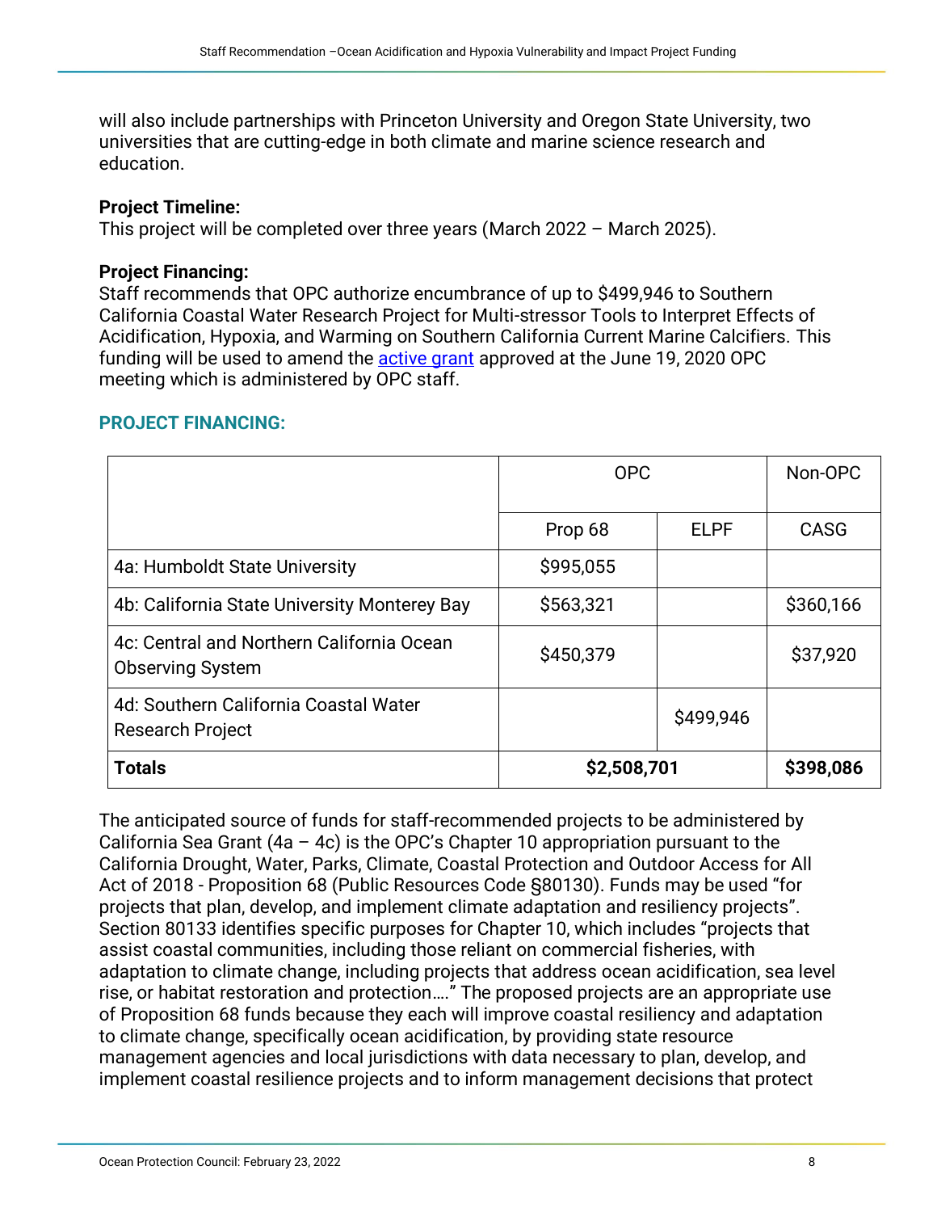will also include partnerships with Princeton University and Oregon State University, two universities that are cutting-edge in both climate and marine science research and education.

**Project Timeline:**
This project will be completed over three years (March 2022 – March 2025).

**Project Financing:**
Staff recommends that OPC authorize encumbrance of up to $499,946 to Southern California Coastal Water Research Project for Multi-stressor Tools to Interpret Effects of Acidification, Hypoxia, and Warming on Southern California Current Marine Calcifiers. This funding will be used to amend the active grant approved at the June 19, 2020 OPC meeting which is administered by OPC staff.

## PROJECT FINANCING:

| | OPC | | Non-OPC |
|---|---|---|---|
| | Prop 68 | ELPF | CASG |
| 4a: Humboldt State University | $995,055 | | |
| 4b: California State University Monterey Bay | $563,321 | | $360,166 |
| 4c: Central and Northern California Ocean Observing System | $450,379 | | $37,920 |
| 4d: Southern California Coastal Water Research Project | | $499,946 | |
| **Totals** | **$2,508,701** | | **$398,086** |

The anticipated source of funds for staff-recommended projects to be administered by California Sea Grant (4a – 4c) is the OPC's Chapter 10 appropriation pursuant to the California Drought, Water, Parks, Climate, Coastal Protection and Outdoor Access for All Act of 2018 - Proposition 68 (Public Resources Code §80130). Funds may be used "for projects that plan, develop, and implement climate adaptation and resiliency projects". Section 80133 identifies specific purposes for Chapter 10, which includes "projects that assist coastal communities, including those reliant on commercial fisheries, with adaptation to climate change, including projects that address ocean acidification, sea level rise, or habitat restoration and protection…." The proposed projects are an appropriate use of Proposition 68 funds because they each will improve coastal resiliency and adaptation to climate change, specifically ocean acidification, by providing state resource management agencies and local jurisdictions with data necessary to plan, develop, and implement coastal resilience projects and to inform management decisions that protect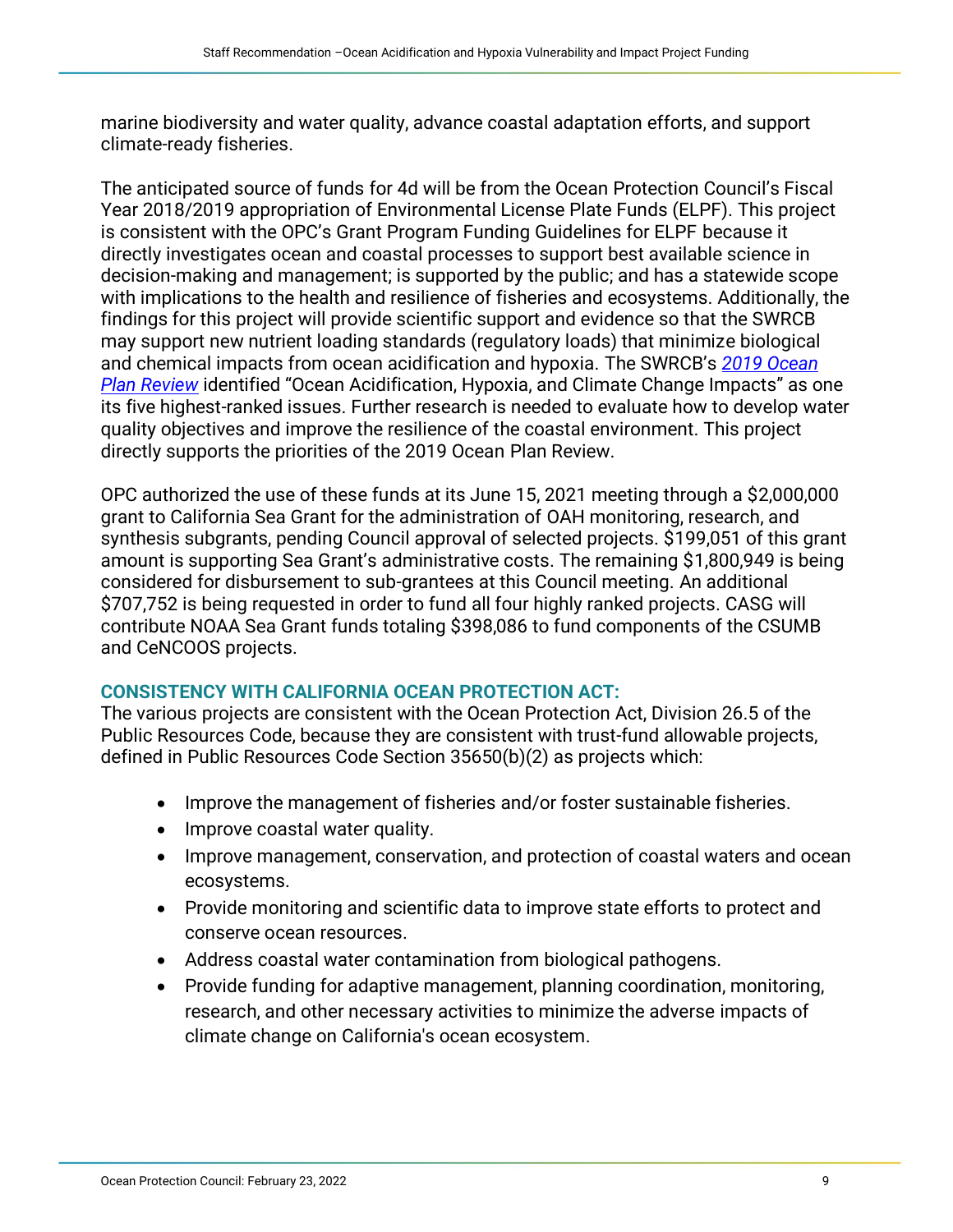marine biodiversity and water quality, advance coastal adaptation efforts, and support climate-ready fisheries.

The anticipated source of funds for 4d will be from the Ocean Protection Council's Fiscal Year 2018/2019 appropriation of Environmental License Plate Funds (ELPF). This project is consistent with the OPC's Grant Program Funding Guidelines for ELPF because it directly investigates ocean and coastal processes to support best available science in decision-making and management; is supported by the public; and has a statewide scope with implications to the health and resilience of fisheries and ecosystems. Additionally, the findings for this project will provide scientific support and evidence so that the SWRCB may support new nutrient loading standards (regulatory loads) that minimize biological and chemical impacts from ocean acidification and hypoxia. The SWRCB's *2019 Ocean Plan Review* identified "Ocean Acidification, Hypoxia, and Climate Change Impacts" as one its five highest-ranked issues. Further research is needed to evaluate how to develop water quality objectives and improve the resilience of the coastal environment. This project directly supports the priorities of the 2019 Ocean Plan Review.

OPC authorized the use of these funds at its June 15, 2021 meeting through a $2,000,000 grant to California Sea Grant for the administration of OAH monitoring, research, and synthesis subgrants, pending Council approval of selected projects. $199,051 of this grant amount is supporting Sea Grant's administrative costs. The remaining $1,800,949 is being considered for disbursement to sub-grantees at this Council meeting. An additional $707,752 is being requested in order to fund all four highly ranked projects. CASG will contribute NOAA Sea Grant funds totaling $398,086 to fund components of the CSUMB and CeNCOOS projects.

## CONSISTENCY WITH CALIFORNIA OCEAN PROTECTION ACT:

The various projects are consistent with the Ocean Protection Act, Division 26.5 of the Public Resources Code, because they are consistent with trust-fund allowable projects, defined in Public Resources Code Section 35650(b)(2) as projects which:

- Improve the management of fisheries and/or foster sustainable fisheries.
- Improve coastal water quality.
- Improve management, conservation, and protection of coastal waters and ocean ecosystems.
- Provide monitoring and scientific data to improve state efforts to protect and conserve ocean resources.
- Address coastal water contamination from biological pathogens.
- Provide funding for adaptive management, planning coordination, monitoring, research, and other necessary activities to minimize the adverse impacts of climate change on California's ocean ecosystem.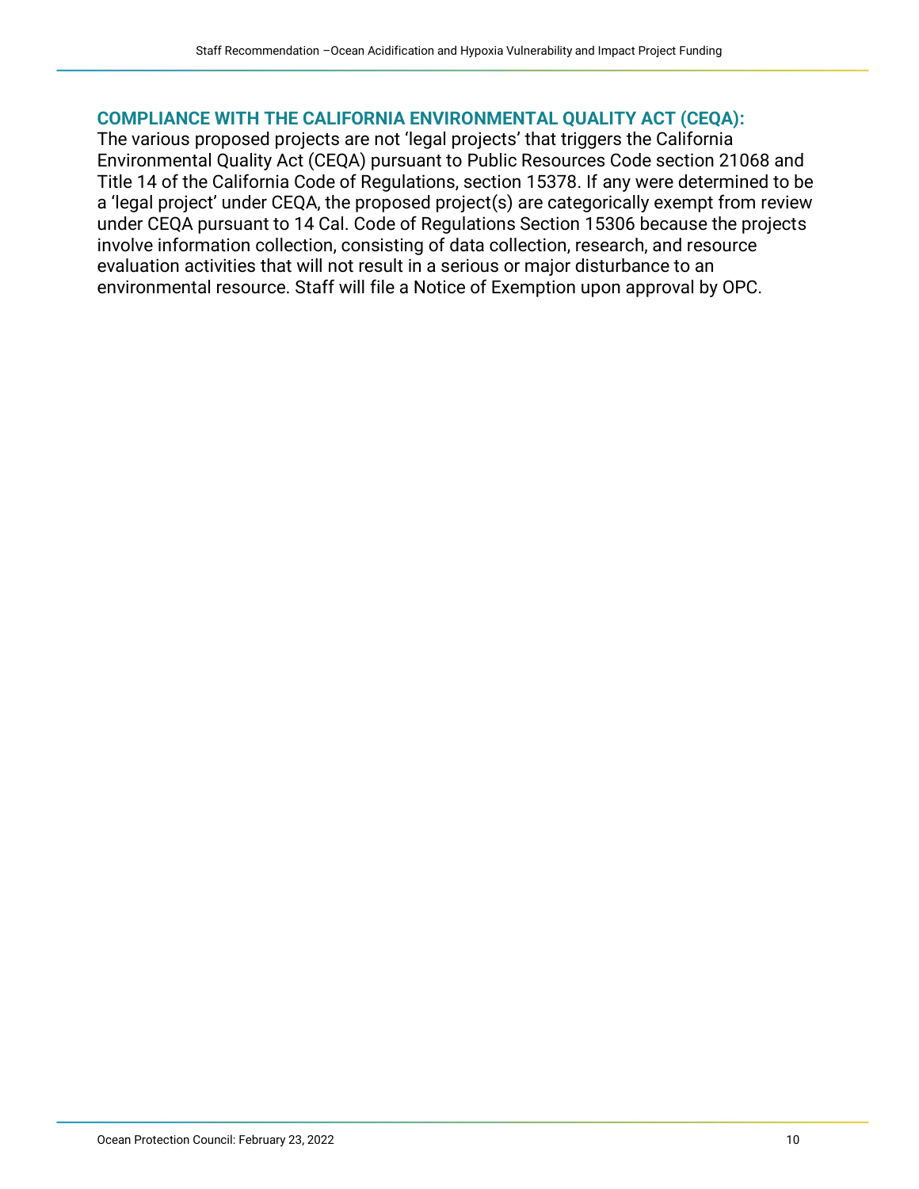## COMPLIANCE WITH THE CALIFORNIA ENVIRONMENTAL QUALITY ACT (CEQA):

The various proposed projects are not ‘legal projects’ that triggers the California Environmental Quality Act (CEQA) pursuant to Public Resources Code section 21068 and Title 14 of the California Code of Regulations, section 15378. If any were determined to be a ‘legal project’ under CEQA, the proposed project(s) are categorically exempt from review under CEQA pursuant to 14 Cal. Code of Regulations Section 15306 because the projects involve information collection, consisting of data collection, research, and resource evaluation activities that will not result in a serious or major disturbance to an environmental resource. Staff will file a Notice of Exemption upon approval by OPC.